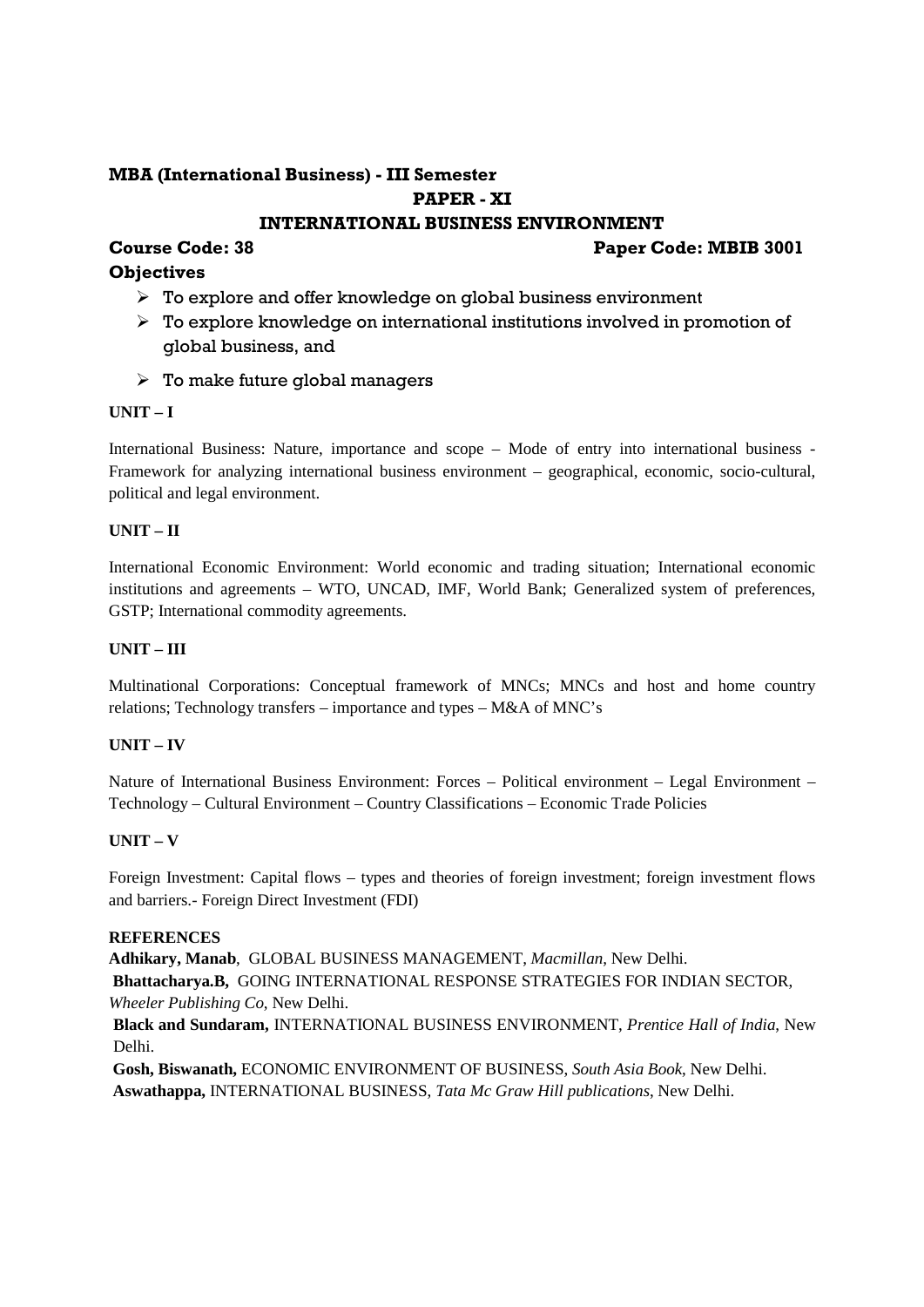**MBA (International Business) - III Semester**

## PAPER - XI

## INTERNATIONAL BUSINESS ENVIRONMENT

**Course Code: 38** **Paper Code: MBIB 3001**

**Objectives**

- To explore and offer knowledge on global business environment
- To explore knowledge on international institutions involved in promotion of global business, and
- To make future global managers

### UNIT – I

International Business: Nature, importance and scope – Mode of entry into international business - Framework for analyzing international business environment – geographical, economic, socio-cultural, political and legal environment.

### UNIT – II

International Economic Environment: World economic and trading situation; International economic institutions and agreements – WTO, UNCAD, IMF, World Bank; Generalized system of preferences, GSTP; International commodity agreements.

### UNIT – III

Multinational Corporations: Conceptual framework of MNCs; MNCs and host and home country relations; Technology transfers – importance and types – M&A of MNC's

### UNIT – IV

Nature of International Business Environment: Forces – Political environment – Legal Environment – Technology – Cultural Environment – Country Classifications – Economic Trade Policies

### UNIT – V

Foreign Investment: Capital flows – types and theories of foreign investment; foreign investment flows and barriers.- Foreign Direct Investment (FDI)

### REFERENCES

**Adhikary, Manab**, GLOBAL BUSINESS MANAGEMENT, *Macmillan*, New Delhi.

**Bhattacharya.B,** GOING INTERNATIONAL RESPONSE STRATEGIES FOR INDIAN SECTOR, *Wheeler Publishing Co*, New Delhi.

**Black and Sundaram,** INTERNATIONAL BUSINESS ENVIRONMENT, *Prentice Hall of India*, New Delhi.

**Gosh, Biswanath,** ECONOMIC ENVIRONMENT OF BUSINESS, *South Asia Book*, New Delhi.

**Aswathappa,** INTERNATIONAL BUSINESS, *Tata Mc Graw Hill publications*, New Delhi.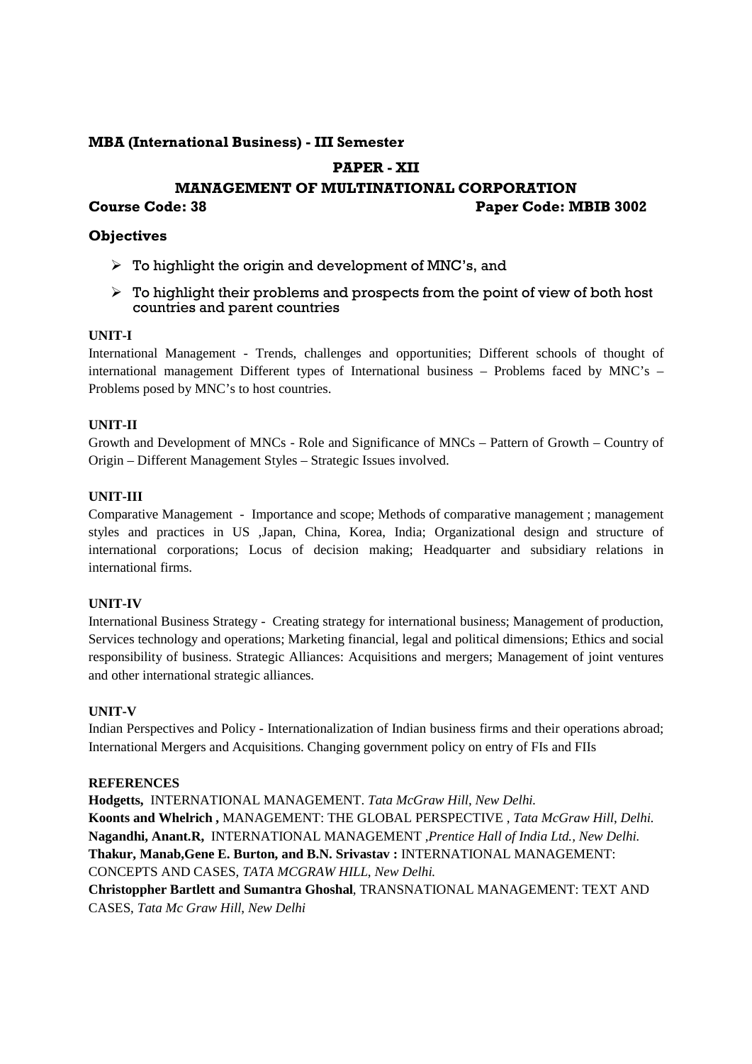**MBA (International Business) - III Semester**

## PAPER - XII

## MANAGEMENT OF MULTINATIONAL CORPORATION

**Course Code: 38** **Paper Code: MBIB 3002**

### Objectives

- To highlight the origin and development of MNC's, and
- To highlight their problems and prospects from the point of view of both host countries and parent countries

**UNIT-I**

International Management - Trends, challenges and opportunities; Different schools of thought of international management Different types of International business – Problems faced by MNC's – Problems posed by MNC's to host countries.

**UNIT-II**

Growth and Development of MNCs - Role and Significance of MNCs – Pattern of Growth – Country of Origin – Different Management Styles – Strategic Issues involved.

**UNIT-III**

Comparative Management - Importance and scope; Methods of comparative management ; management styles and practices in US ,Japan, China, Korea, India; Organizational design and structure of international corporations; Locus of decision making; Headquarter and subsidiary relations in international firms.

**UNIT-IV**

International Business Strategy - Creating strategy for international business; Management of production, Services technology and operations; Marketing financial, legal and political dimensions; Ethics and social responsibility of business. Strategic Alliances: Acquisitions and mergers; Management of joint ventures and other international strategic alliances.

**UNIT-V**

Indian Perspectives and Policy - Internationalization of Indian business firms and their operations abroad; International Mergers and Acquisitions. Changing government policy on entry of FIs and FIIs

**REFERENCES**

**Hodgetts,** INTERNATIONAL MANAGEMENT. *Tata McGraw Hill, New Delhi.*

**Koonts and Whelrich ,** MANAGEMENT: THE GLOBAL PERSPECTIVE , *Tata McGraw Hill, Delhi.*

**Nagandhi, Anant.R,** INTERNATIONAL MANAGEMENT ,*Prentice Hall of India Ltd., New Delhi.*

**Thakur, Manab,Gene E. Burton, and B.N. Srivastav :** INTERNATIONAL MANAGEMENT: CONCEPTS AND CASES, *TATA MCGRAW HILL, New Delhi.*

**Christoppher Bartlett and Sumantra Ghoshal**, TRANSNATIONAL MANAGEMENT: TEXT AND CASES, *Tata Mc Graw Hill, New Delhi*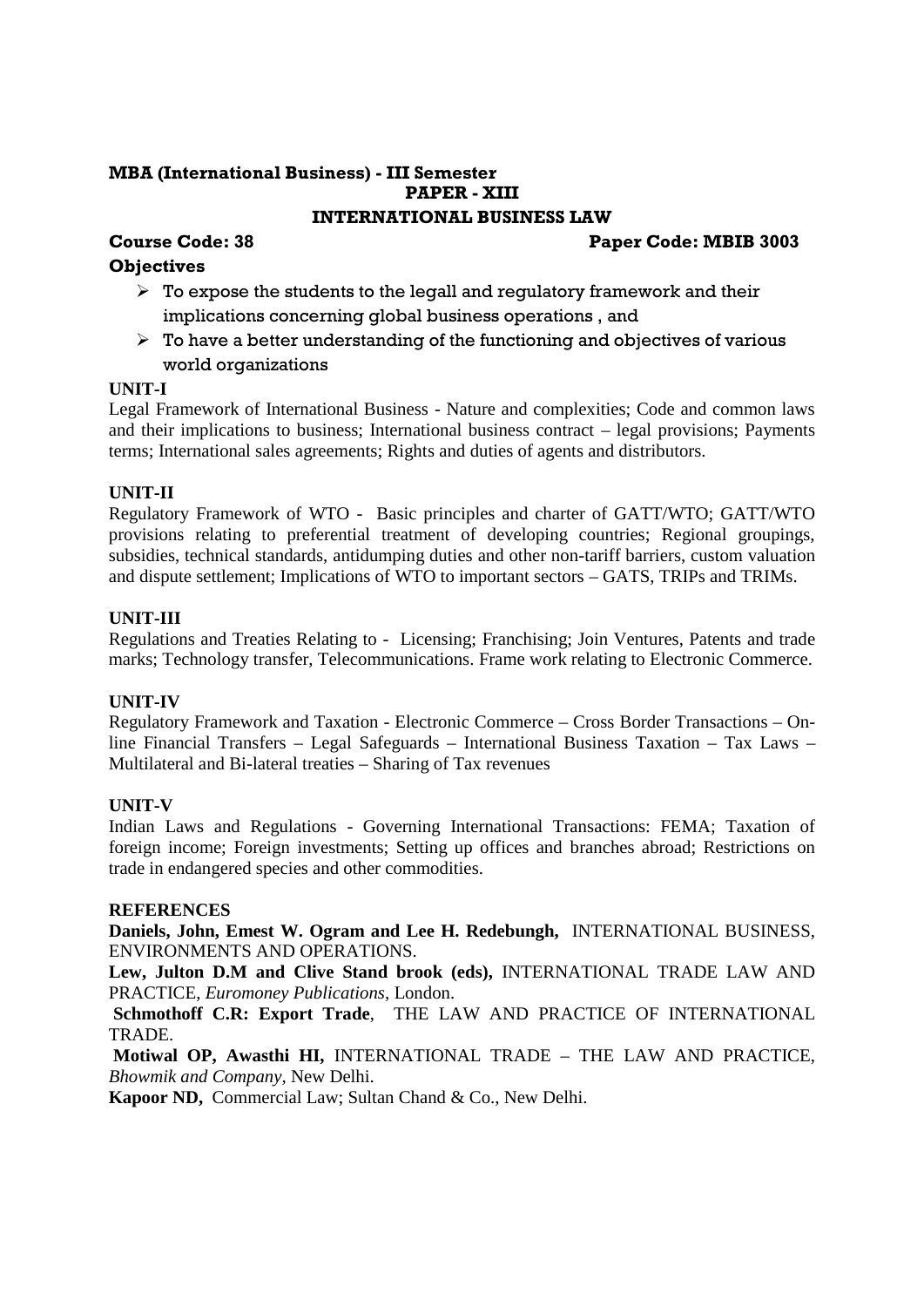# MBA (International Business) - III Semester

## PAPER - XIII

## INTERNATIONAL BUSINESS LAW

**Course Code: 38** **Paper Code: MBIB 3003**

**Objectives**

- To expose the students to the legall and regulatory framework and their implications concerning global business operations , and
- To have a better understanding of the functioning and objectives of various world organizations

**UNIT-I**

Legal Framework of International Business - Nature and complexities; Code and common laws and their implications to business; International business contract – legal provisions; Payments terms; International sales agreements; Rights and duties of agents and distributors.

**UNIT-II**

Regulatory Framework of WTO - Basic principles and charter of GATT/WTO; GATT/WTO provisions relating to preferential treatment of developing countries; Regional groupings, subsidies, technical standards, antidumping duties and other non-tariff barriers, custom valuation and dispute settlement; Implications of WTO to important sectors – GATS, TRIPs and TRIMs.

**UNIT-III**

Regulations and Treaties Relating to - Licensing; Franchising; Join Ventures, Patents and trade marks; Technology transfer, Telecommunications. Frame work relating to Electronic Commerce.

**UNIT-IV**

Regulatory Framework and Taxation - Electronic Commerce – Cross Border Transactions – On-line Financial Transfers – Legal Safeguards – International Business Taxation – Tax Laws – Multilateral and Bi-lateral treaties – Sharing of Tax revenues

**UNIT-V**

Indian Laws and Regulations - Governing International Transactions: FEMA; Taxation of foreign income; Foreign investments; Setting up offices and branches abroad; Restrictions on trade in endangered species and other commodities.

**REFERENCES**

**Daniels, John, Emest W. Ogram and Lee H. Redebungh,** INTERNATIONAL BUSINESS, ENVIRONMENTS AND OPERATIONS.

**Lew, Julton D.M and Clive Stand brook (eds),** INTERNATIONAL TRADE LAW AND PRACTICE, *Euromoney Publications*, London.

**Schmothoff C.R: Export Trade**, THE LAW AND PRACTICE OF INTERNATIONAL TRADE.

**Motiwal OP, Awasthi HI,** INTERNATIONAL TRADE – THE LAW AND PRACTICE, *Bhowmik and Company*, New Delhi.

**Kapoor ND,** Commercial Law; Sultan Chand & Co., New Delhi.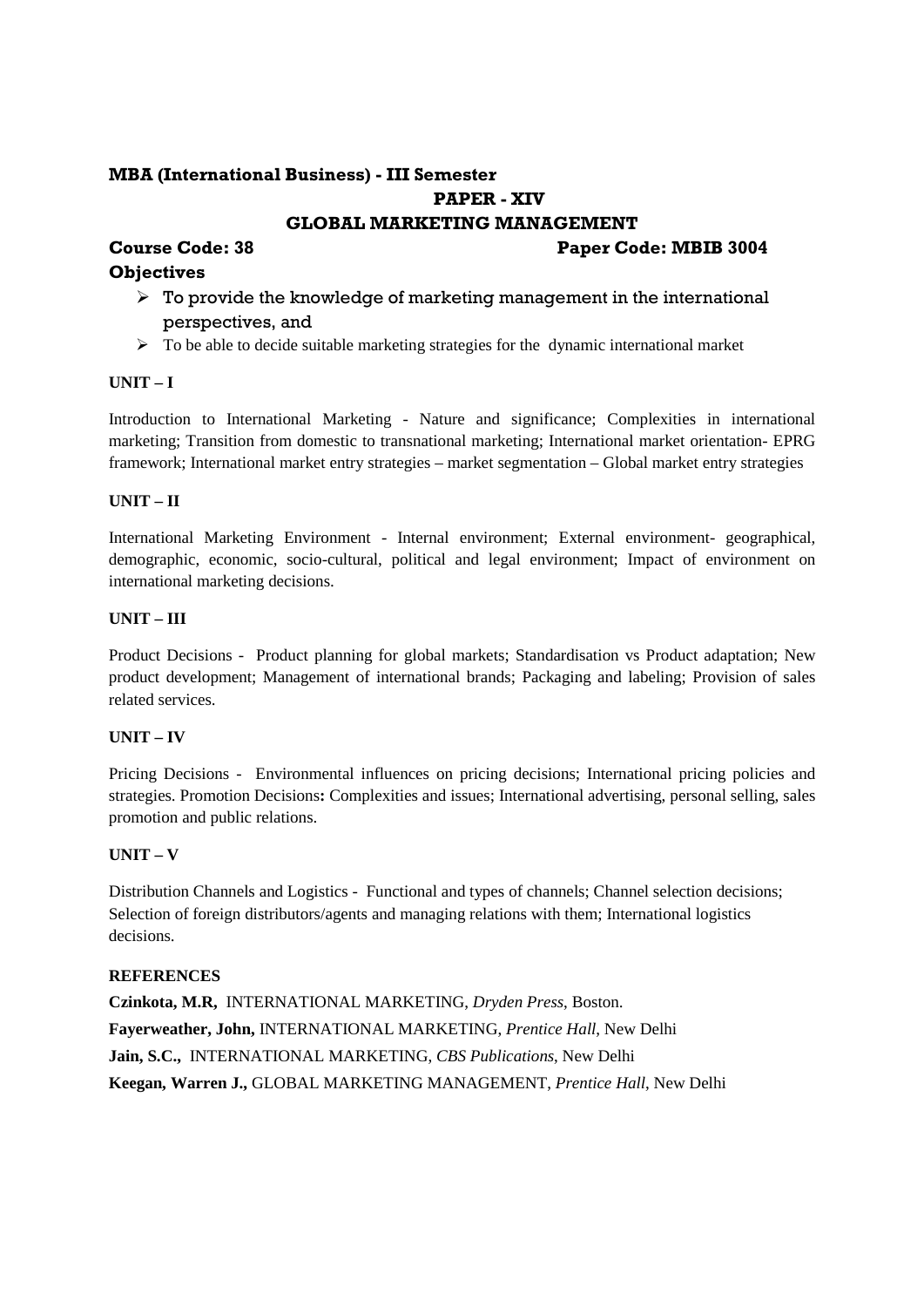## MBA (International Business) - III Semester

### PAPER - XIV

### GLOBAL MARKETING MANAGEMENT

**Course Code: 38** **Paper Code: MBIB 3004**

**Objectives**

- To provide the knowledge of marketing management in the international perspectives, and
- To be able to decide suitable marketing strategies for the dynamic international market

**UNIT – I**

Introduction to International Marketing - Nature and significance; Complexities in international marketing; Transition from domestic to transnational marketing; International market orientation- EPRG framework; International market entry strategies – market segmentation – Global market entry strategies

**UNIT – II**

International Marketing Environment - Internal environment; External environment- geographical, demographic, economic, socio-cultural, political and legal environment; Impact of environment on international marketing decisions.

**UNIT – III**

Product Decisions - Product planning for global markets; Standardisation vs Product adaptation; New product development; Management of international brands; Packaging and labeling; Provision of sales related services.

**UNIT – IV**

Pricing Decisions - Environmental influences on pricing decisions; International pricing policies and strategies. Promotion Decisions**:** Complexities and issues; International advertising, personal selling, sales promotion and public relations.

**UNIT – V**

Distribution Channels and Logistics - Functional and types of channels; Channel selection decisions; Selection of foreign distributors/agents and managing relations with them; International logistics decisions.

**REFERENCES**

**Czinkota, M.R,** INTERNATIONAL MARKETING, *Dryden Press*, Boston.

**Fayerweather, John,** INTERNATIONAL MARKETING, *Prentice Hall*, New Delhi

**Jain, S.C.,** INTERNATIONAL MARKETING, *CBS Publications*, New Delhi

**Keegan, Warren J.,** GLOBAL MARKETING MANAGEMENT, *Prentice Hall*, New Delhi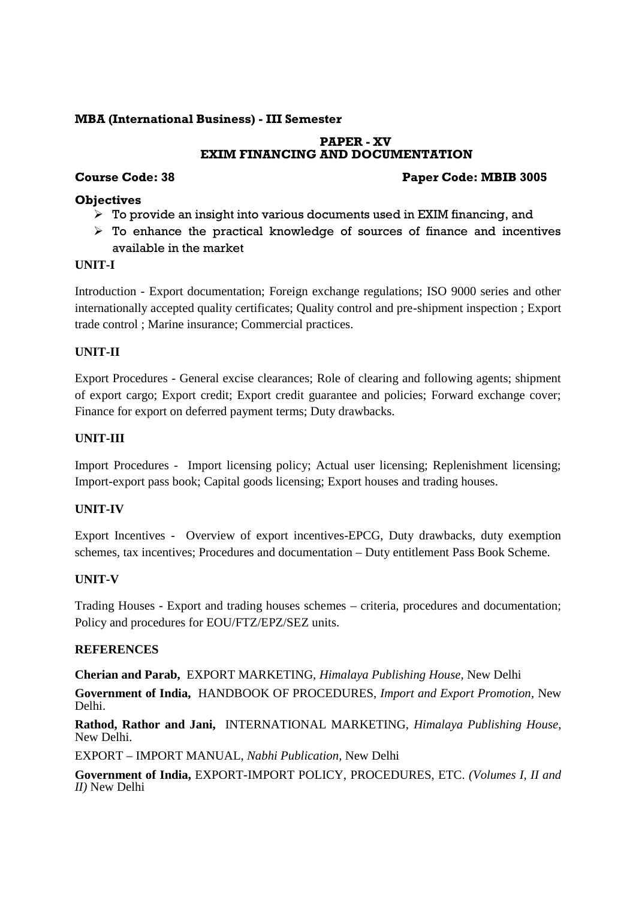**MBA (International Business) - III Semester**

**PAPER - XV**
**EXIM FINANCING AND DOCUMENTATION**

**Course Code: 38** **Paper Code: MBIB 3005**

**Objectives**

- To provide an insight into various documents used in EXIM financing, and
- To enhance the practical knowledge of sources of finance and incentives available in the market

**UNIT-I**

Introduction - Export documentation; Foreign exchange regulations; ISO 9000 series and other internationally accepted quality certificates; Quality control and pre-shipment inspection ; Export trade control ; Marine insurance; Commercial practices.

**UNIT-II**

Export Procedures - General excise clearances; Role of clearing and following agents; shipment of export cargo; Export credit; Export credit guarantee and policies; Forward exchange cover; Finance for export on deferred payment terms; Duty drawbacks.

**UNIT-III**

Import Procedures - Import licensing policy; Actual user licensing; Replenishment licensing; Import-export pass book; Capital goods licensing; Export houses and trading houses.

**UNIT-IV**

Export Incentives - Overview of export incentives-EPCG, Duty drawbacks, duty exemption schemes, tax incentives; Procedures and documentation – Duty entitlement Pass Book Scheme.

**UNIT-V**

Trading Houses - Export and trading houses schemes – criteria, procedures and documentation; Policy and procedures for EOU/FTZ/EPZ/SEZ units.

**REFERENCES**

**Cherian and Parab,** EXPORT MARKETING, *Himalaya Publishing House*, New Delhi

**Government of India,** HANDBOOK OF PROCEDURES, *Import and Export Promotion*, New Delhi.

**Rathod, Rathor and Jani,** INTERNATIONAL MARKETING, *Himalaya Publishing House,* New Delhi.

EXPORT – IMPORT MANUAL, *Nabhi Publication,* New Delhi

**Government of India,** EXPORT-IMPORT POLICY, PROCEDURES, ETC. *(Volumes I, II and II)* New Delhi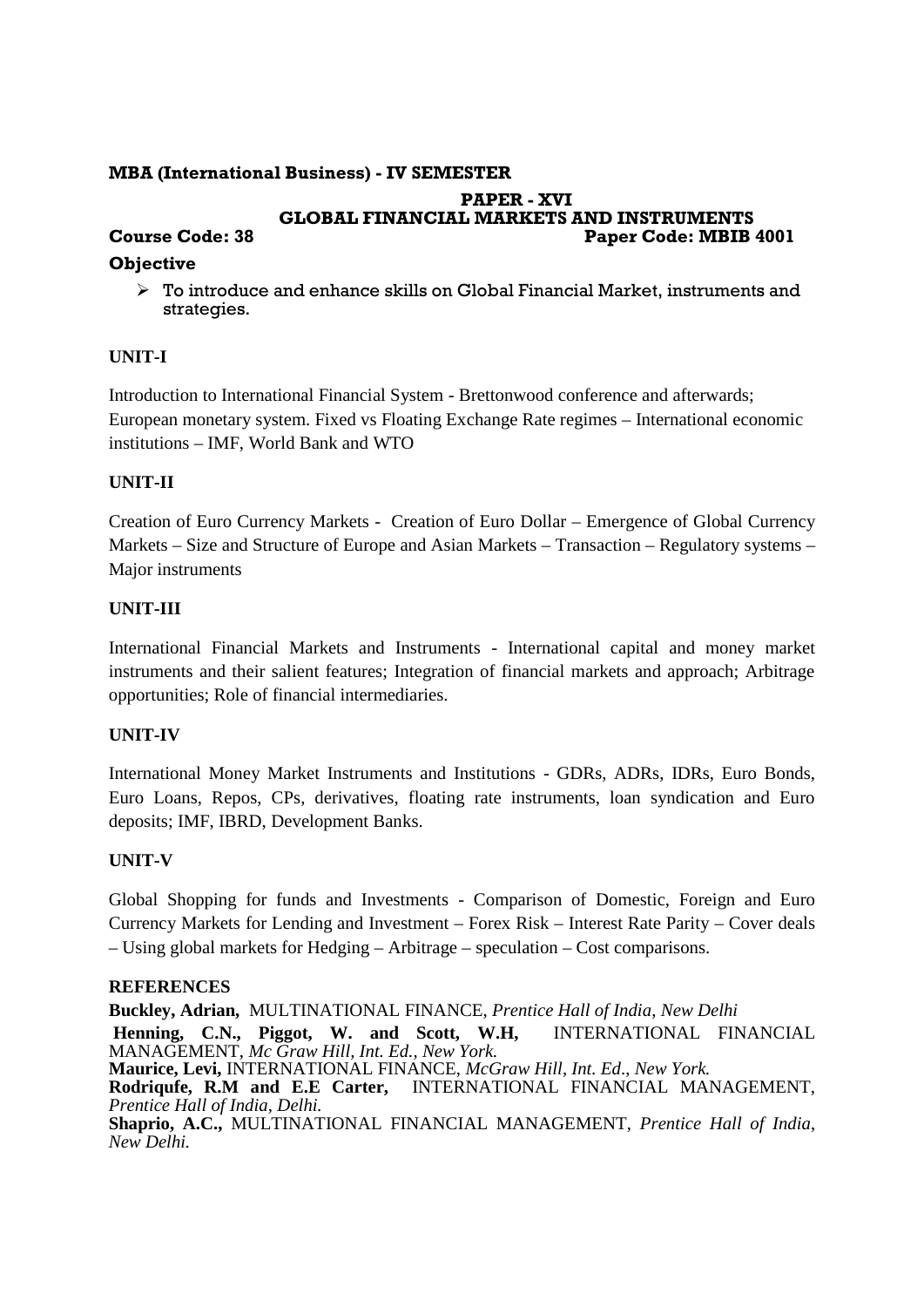**MBA (International Business) - IV SEMESTER**

**PAPER - XVI**

**GLOBAL FINANCIAL MARKETS AND INSTRUMENTS**

**Course Code: 38** **Paper Code: MBIB 4001**

**Objective**

- To introduce and enhance skills on Global Financial Market, instruments and strategies.

**UNIT-I**

Introduction to International Financial System - Brettonwood conference and afterwards; European monetary system. Fixed vs Floating Exchange Rate regimes – International economic institutions – IMF, World Bank and WTO

**UNIT-II**

Creation of Euro Currency Markets - Creation of Euro Dollar – Emergence of Global Currency Markets – Size and Structure of Europe and Asian Markets – Transaction – Regulatory systems – Major instruments

**UNIT-III**

International Financial Markets and Instruments - International capital and money market instruments and their salient features; Integration of financial markets and approach; Arbitrage opportunities; Role of financial intermediaries.

**UNIT-IV**

International Money Market Instruments and Institutions - GDRs, ADRs, IDRs, Euro Bonds, Euro Loans, Repos, CPs, derivatives, floating rate instruments, loan syndication and Euro deposits; IMF, IBRD, Development Banks.

**UNIT-V**

Global Shopping for funds and Investments - Comparison of Domestic, Foreign and Euro Currency Markets for Lending and Investment – Forex Risk – Interest Rate Parity – Cover deals – Using global markets for Hedging – Arbitrage – speculation – Cost comparisons.

**REFERENCES**

**Buckley, Adrian,** MULTINATIONAL FINANCE, *Prentice Hall of India, New Delhi*

**Henning, C.N., Piggot, W. and Scott, W.H,** INTERNATIONAL FINANCIAL MANAGEMENT, *Mc Graw Hill, Int. Ed., New York.*

**Maurice, Levi,** INTERNATIONAL FINANCE, *McGraw Hill, Int. Ed., New York.*

**Rodriqufe, R.M and E.E Carter,** INTERNATIONAL FINANCIAL MANAGEMENT, *Prentice Hall of India, Delhi.*

**Shaprio, A.C.,** MULTINATIONAL FINANCIAL MANAGEMENT, *Prentice Hall of India, New Delhi.*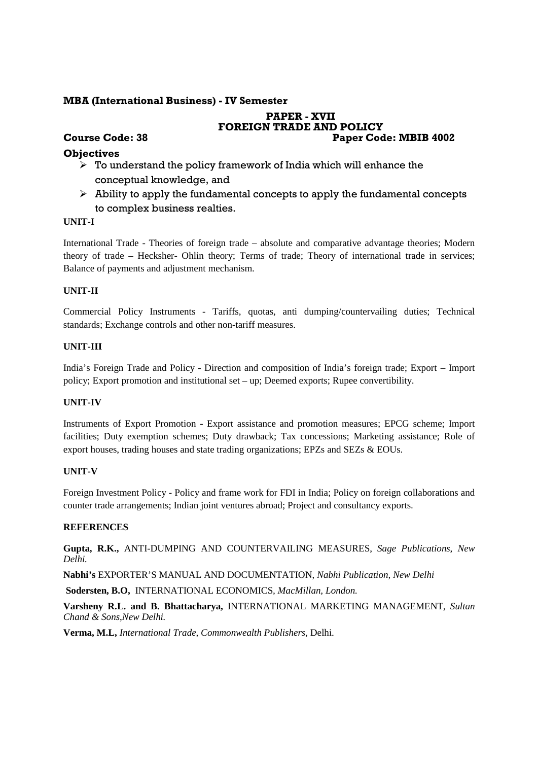**MBA (International Business) - IV Semester**

## PAPER - XVII
## FOREIGN TRADE AND POLICY

**Course Code: 38** **Paper Code: MBIB 4002**

**Objectives**

- To understand the policy framework of India which will enhance the conceptual knowledge, and
- Ability to apply the fundamental concepts to apply the fundamental concepts to complex business realties.

**UNIT-I**

International Trade - Theories of foreign trade – absolute and comparative advantage theories; Modern theory of trade – Hecksher- Ohlin theory; Terms of trade; Theory of international trade in services; Balance of payments and adjustment mechanism.

**UNIT-II**

Commercial Policy Instruments - Tariffs, quotas, anti dumping/countervailing duties; Technical standards; Exchange controls and other non-tariff measures.

**UNIT-III**

India's Foreign Trade and Policy - Direction and composition of India's foreign trade; Export – Import policy; Export promotion and institutional set – up; Deemed exports; Rupee convertibility.

**UNIT-IV**

Instruments of Export Promotion - Export assistance and promotion measures; EPCG scheme; Import facilities; Duty exemption schemes; Duty drawback; Tax concessions; Marketing assistance; Role of export houses, trading houses and state trading organizations; EPZs and SEZs & EOUs.

**UNIT-V**

Foreign Investment Policy - Policy and frame work for FDI in India; Policy on foreign collaborations and counter trade arrangements; Indian joint ventures abroad; Project and consultancy exports.

**REFERENCES**

**Gupta, R.K.,** ANTI-DUMPING AND COUNTERVAILING MEASURES, *Sage Publications, New Delhi.*

**Nabhi's** EXPORTER'S MANUAL AND DOCUMENTATION, *Nabhi Publication, New Delhi*

**Sodersten, B.O,** INTERNATIONAL ECONOMICS, *MacMillan, London.*

**Varsheny R.L. and B. Bhattacharya,** INTERNATIONAL MARKETING MANAGEMENT, *Sultan Chand & Sons,New Delhi.*

**Verma, M.L,** *International Trade, Commonwealth Publishers*, Delhi.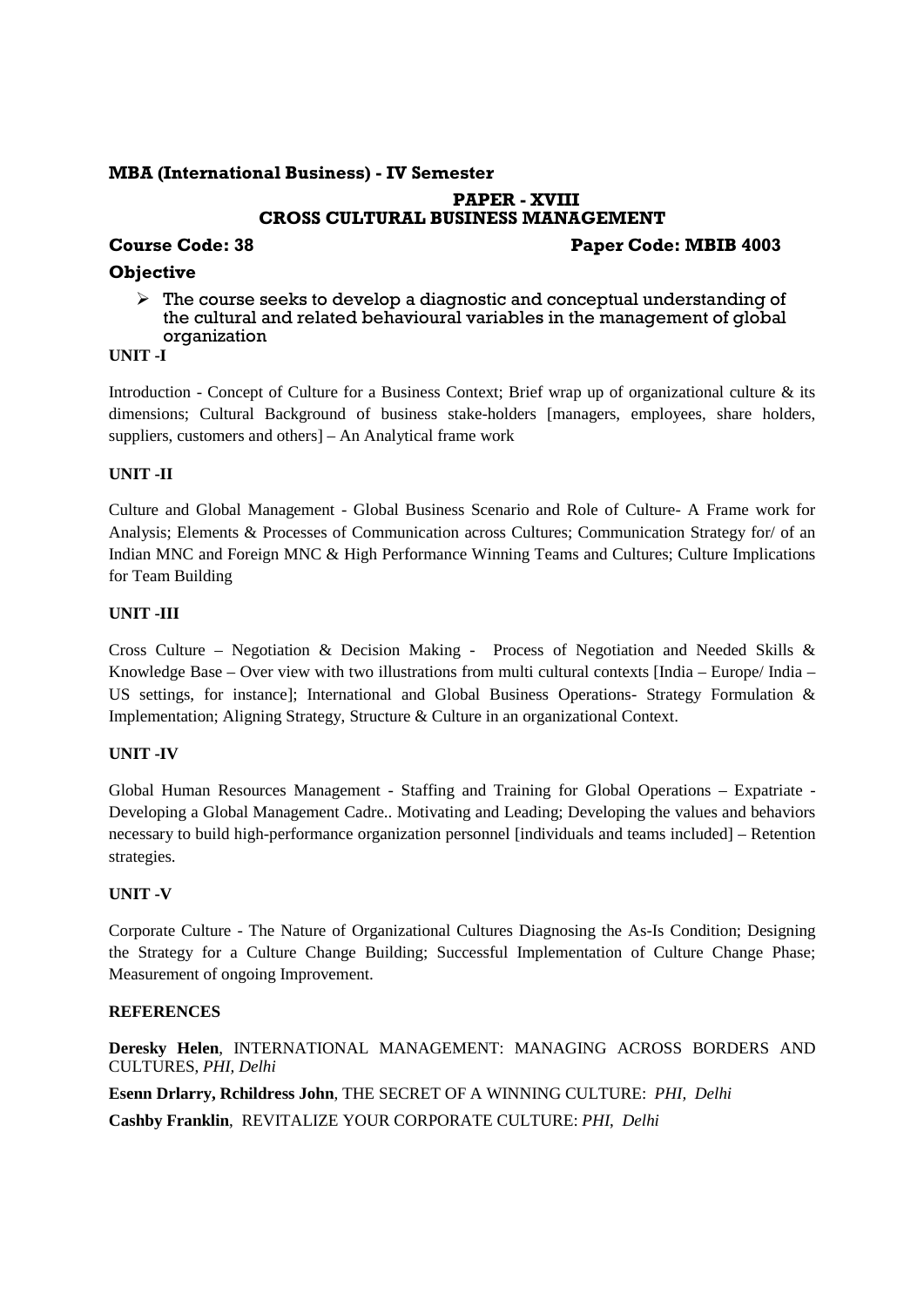**MBA (International Business) - IV Semester**

## PAPER - XVIII
## CROSS CULTURAL BUSINESS MANAGEMENT

**Course Code: 38** **Paper Code: MBIB 4003**

### Objective

- The course seeks to develop a diagnostic and conceptual understanding of the cultural and related behavioural variables in the management of global organization

**UNIT -I**

Introduction - Concept of Culture for a Business Context; Brief wrap up of organizational culture & its dimensions; Cultural Background of business stake-holders [managers, employees, share holders, suppliers, customers and others] – An Analytical frame work

**UNIT -II**

Culture and Global Management - Global Business Scenario and Role of Culture- A Frame work for Analysis; Elements & Processes of Communication across Cultures; Communication Strategy for/ of an Indian MNC and Foreign MNC & High Performance Winning Teams and Cultures; Culture Implications for Team Building

**UNIT -III**

Cross Culture – Negotiation & Decision Making - Process of Negotiation and Needed Skills & Knowledge Base – Over view with two illustrations from multi cultural contexts [India – Europe/ India – US settings, for instance]; International and Global Business Operations- Strategy Formulation & Implementation; Aligning Strategy, Structure & Culture in an organizational Context.

**UNIT -IV**

Global Human Resources Management - Staffing and Training for Global Operations – Expatriate - Developing a Global Management Cadre.. Motivating and Leading; Developing the values and behaviors necessary to build high-performance organization personnel [individuals and teams included] – Retention strategies.

**UNIT -V**

Corporate Culture - The Nature of Organizational Cultures Diagnosing the As-Is Condition; Designing the Strategy for a Culture Change Building; Successful Implementation of Culture Change Phase; Measurement of ongoing Improvement.

**REFERENCES**

**Deresky Helen**, INTERNATIONAL MANAGEMENT: MANAGING ACROSS BORDERS AND CULTURES, *PHI, Delhi*

**Esenn Drlarry, Rchildress John**, THE SECRET OF A WINNING CULTURE: *PHI, Delhi*

**Cashby Franklin**, REVITALIZE YOUR CORPORATE CULTURE: *PHI, Delhi*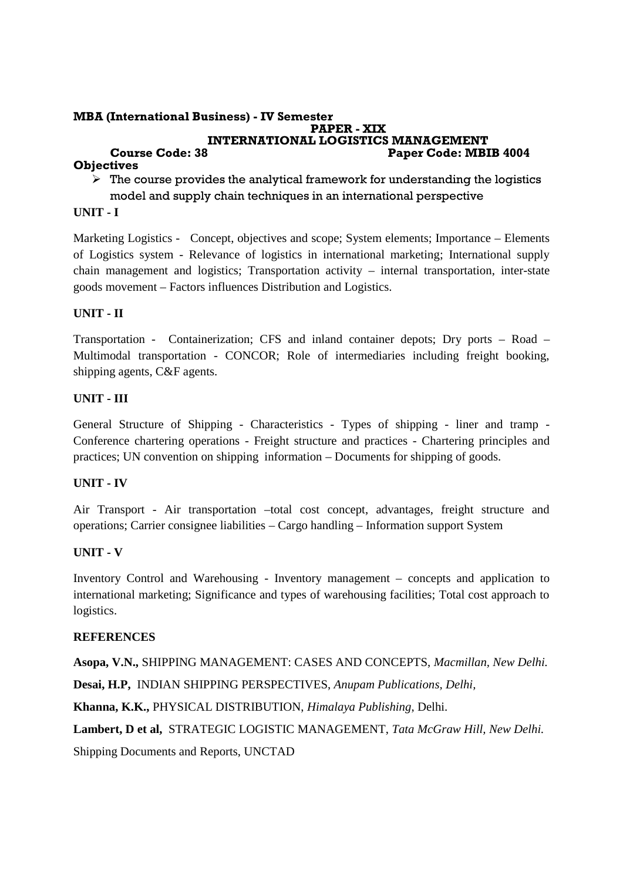**MBA (International Business) - IV Semester**

**PAPER - XIX**

**INTERNATIONAL LOGISTICS MANAGEMENT**

**Course Code: 38** **Paper Code: MBIB 4004**

**Objectives**

- The course provides the analytical framework for understanding the logistics model and supply chain techniques in an international perspective

**UNIT - I**

Marketing Logistics - Concept, objectives and scope; System elements; Importance – Elements of Logistics system - Relevance of logistics in international marketing; International supply chain management and logistics; Transportation activity – internal transportation, inter-state goods movement – Factors influences Distribution and Logistics.

**UNIT - II**

Transportation - Containerization; CFS and inland container depots; Dry ports – Road – Multimodal transportation - CONCOR; Role of intermediaries including freight booking, shipping agents, C&F agents.

**UNIT - III**

General Structure of Shipping - Characteristics - Types of shipping - liner and tramp - Conference chartering operations - Freight structure and practices - Chartering principles and practices; UN convention on shipping information – Documents for shipping of goods.

**UNIT - IV**

Air Transport - Air transportation –total cost concept, advantages, freight structure and operations; Carrier consignee liabilities – Cargo handling – Information support System

**UNIT - V**

Inventory Control and Warehousing - Inventory management – concepts and application to international marketing; Significance and types of warehousing facilities; Total cost approach to logistics.

**REFERENCES**

**Asopa, V.N.,** SHIPPING MANAGEMENT: CASES AND CONCEPTS, *Macmillan, New Delhi.*

**Desai, H.P,** INDIAN SHIPPING PERSPECTIVES, *Anupam Publications, Delhi,*

**Khanna, K.K.,** PHYSICAL DISTRIBUTION, *Himalaya Publishing*, Delhi.

**Lambert, D et al,** STRATEGIC LOGISTIC MANAGEMENT, *Tata McGraw Hill, New Delhi.*

Shipping Documents and Reports, UNCTAD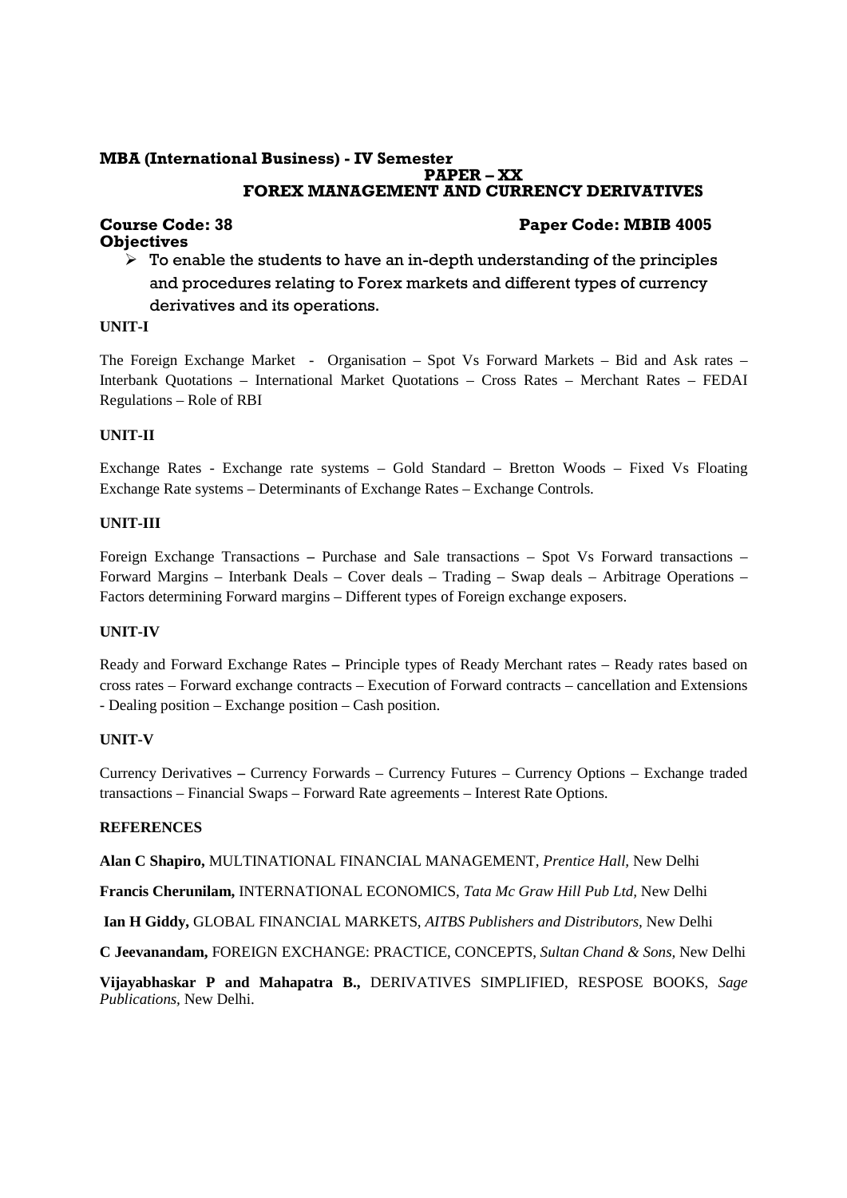**MBA (International Business) - IV Semester**

**PAPER – XX**

**FOREX MANAGEMENT AND CURRENCY DERIVATIVES**

**Course Code: 38** **Paper Code: MBIB 4005**

**Objectives**

- To enable the students to have an in-depth understanding of the principles and procedures relating to Forex markets and different types of currency derivatives and its operations.

**UNIT-I**

The Foreign Exchange Market - Organisation – Spot Vs Forward Markets – Bid and Ask rates – Interbank Quotations – International Market Quotations – Cross Rates – Merchant Rates – FEDAI Regulations – Role of RBI

**UNIT-II**

Exchange Rates - Exchange rate systems – Gold Standard – Bretton Woods – Fixed Vs Floating Exchange Rate systems – Determinants of Exchange Rates – Exchange Controls.

**UNIT-III**

Foreign Exchange Transactions – Purchase and Sale transactions – Spot Vs Forward transactions – Forward Margins – Interbank Deals – Cover deals – Trading – Swap deals – Arbitrage Operations – Factors determining Forward margins – Different types of Foreign exchange exposers.

**UNIT-IV**

Ready and Forward Exchange Rates – Principle types of Ready Merchant rates – Ready rates based on cross rates – Forward exchange contracts – Execution of Forward contracts – cancellation and Extensions - Dealing position – Exchange position – Cash position.

**UNIT-V**

Currency Derivatives – Currency Forwards – Currency Futures – Currency Options – Exchange traded transactions – Financial Swaps – Forward Rate agreements – Interest Rate Options.

**REFERENCES**

**Alan C Shapiro,** MULTINATIONAL FINANCIAL MANAGEMENT, *Prentice Hall,* New Delhi

**Francis Cherunilam,** INTERNATIONAL ECONOMICS, *Tata Mc Graw Hill Pub Ltd,* New Delhi

**Ian H Giddy,** GLOBAL FINANCIAL MARKETS, *AITBS Publishers and Distributors,* New Delhi

**C Jeevanandam,** FOREIGN EXCHANGE: PRACTICE, CONCEPTS, *Sultan Chand & Sons,* New Delhi

**Vijayabhaskar P and Mahapatra B.,** DERIVATIVES SIMPLIFIED, RESPOSE BOOKS, *Sage Publications,* New Delhi.